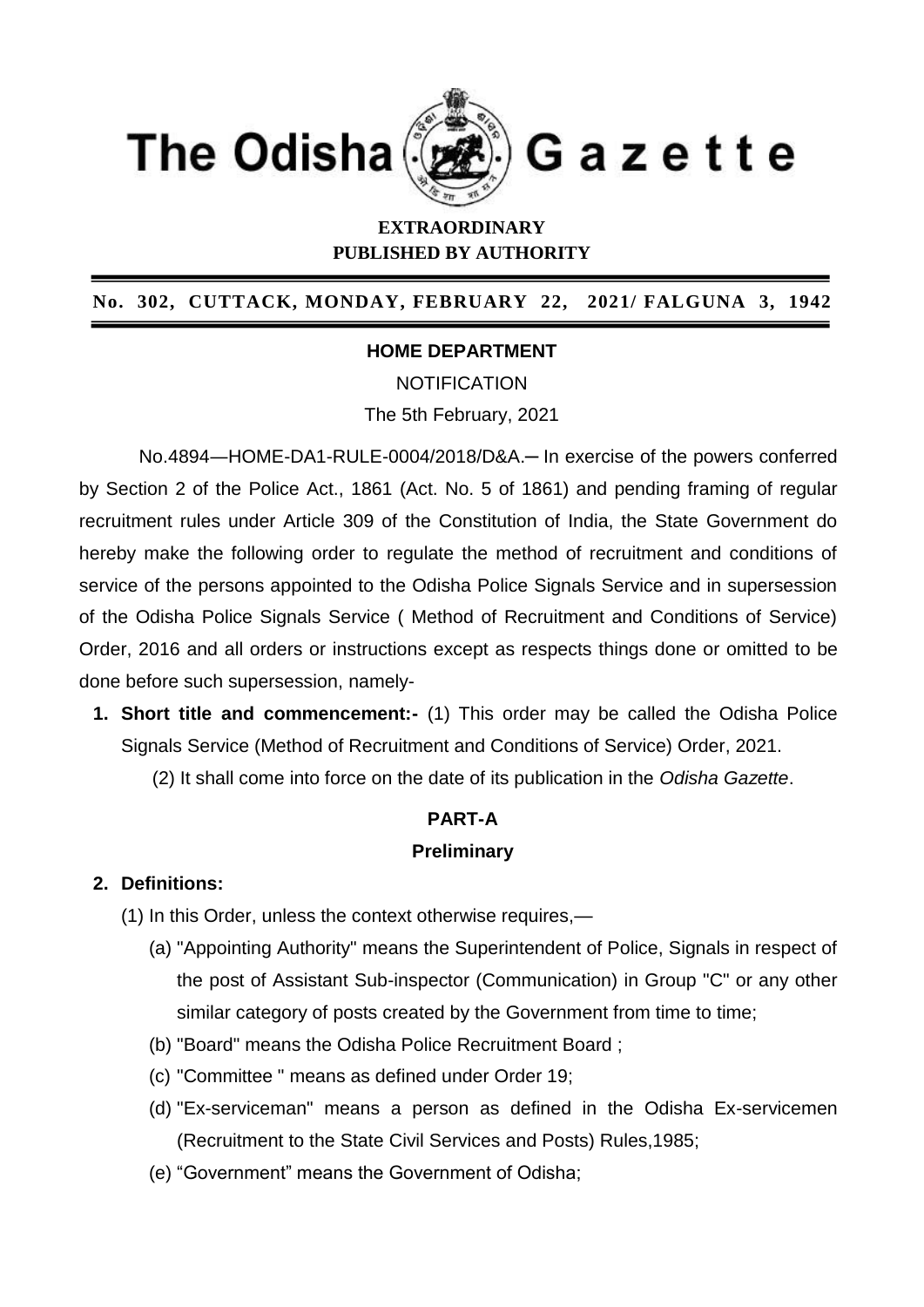# The Odisha Gazette

**EXTRAORDINARY**
**PUBLISHED BY AUTHORITY**

**No. 302, CUTTACK, MONDAY, FEBRUARY 22, 2021/ FALGUNA 3, 1942**

## HOME DEPARTMENT

NOTIFICATION

The 5th February, 2021

No.4894—HOME-DA1-RULE-0004/2018/D&A.─ In exercise of the powers conferred by Section 2 of the Police Act., 1861 (Act. No. 5 of 1861) and pending framing of regular recruitment rules under Article 309 of the Constitution of India, the State Government do hereby make the following order to regulate the method of recruitment and conditions of service of the persons appointed to the Odisha Police Signals Service and in supersession of the Odisha Police Signals Service ( Method of Recruitment and Conditions of Service) Order, 2016 and all orders or instructions except as respects things done or omitted to be done before such supersession, namely-

1. **Short title and commencement:-** (1) This order may be called the Odisha Police Signals Service (Method of Recruitment and Conditions of Service) Order, 2021.

   (2) It shall come into force on the date of its publication in the *Odisha Gazette*.

### PART-A

### Preliminary

2. **Definitions:**

   (1) In this Order, unless the context otherwise requires,—

   (a) "Appointing Authority" means the Superintendent of Police, Signals in respect of the post of Assistant Sub-inspector (Communication) in Group "C" or any other similar category of posts created by the Government from time to time;

   (b) "Board" means the Odisha Police Recruitment Board ;

   (c) "Committee " means as defined under Order 19;

   (d) "Ex-serviceman" means a person as defined in the Odisha Ex-servicemen (Recruitment to the State Civil Services and Posts) Rules,1985;

   (e) "Government" means the Government of Odisha;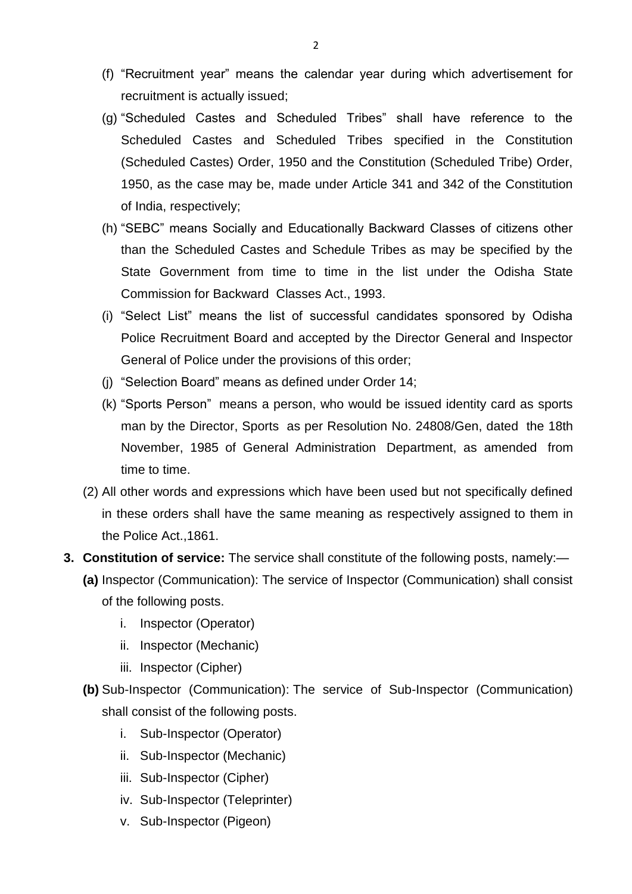(f) "Recruitment year" means the calendar year during which advertisement for recruitment is actually issued;

(g) "Scheduled Castes and Scheduled Tribes" shall have reference to the Scheduled Castes and Scheduled Tribes specified in the Constitution (Scheduled Castes) Order, 1950 and the Constitution (Scheduled Tribe) Order, 1950, as the case may be, made under Article 341 and 342 of the Constitution of India, respectively;

(h) "SEBC" means Socially and Educationally Backward Classes of citizens other than the Scheduled Castes and Schedule Tribes as may be specified by the State Government from time to time in the list under the Odisha State Commission for Backward Classes Act., 1993.

(i) "Select List" means the list of successful candidates sponsored by Odisha Police Recruitment Board and accepted by the Director General and Inspector General of Police under the provisions of this order;

(j) "Selection Board" means as defined under Order 14;

(k) "Sports Person" means a person, who would be issued identity card as sports man by the Director, Sports as per Resolution No. 24808/Gen, dated the 18th November, 1985 of General Administration Department, as amended from time to time.

(2) All other words and expressions which have been used but not specifically defined in these orders shall have the same meaning as respectively assigned to them in the Police Act.,1861.

**3. Constitution of service:** The service shall constitute of the following posts, namely:—

**(a)** Inspector (Communication): The service of Inspector (Communication) shall consist of the following posts.

i. Inspector (Operator)
ii. Inspector (Mechanic)
iii. Inspector (Cipher)

**(b)** Sub-Inspector (Communication): The service of Sub-Inspector (Communication) shall consist of the following posts.

i. Sub-Inspector (Operator)
ii. Sub-Inspector (Mechanic)
iii. Sub-Inspector (Cipher)
iv. Sub-Inspector (Teleprinter)
v. Sub-Inspector (Pigeon)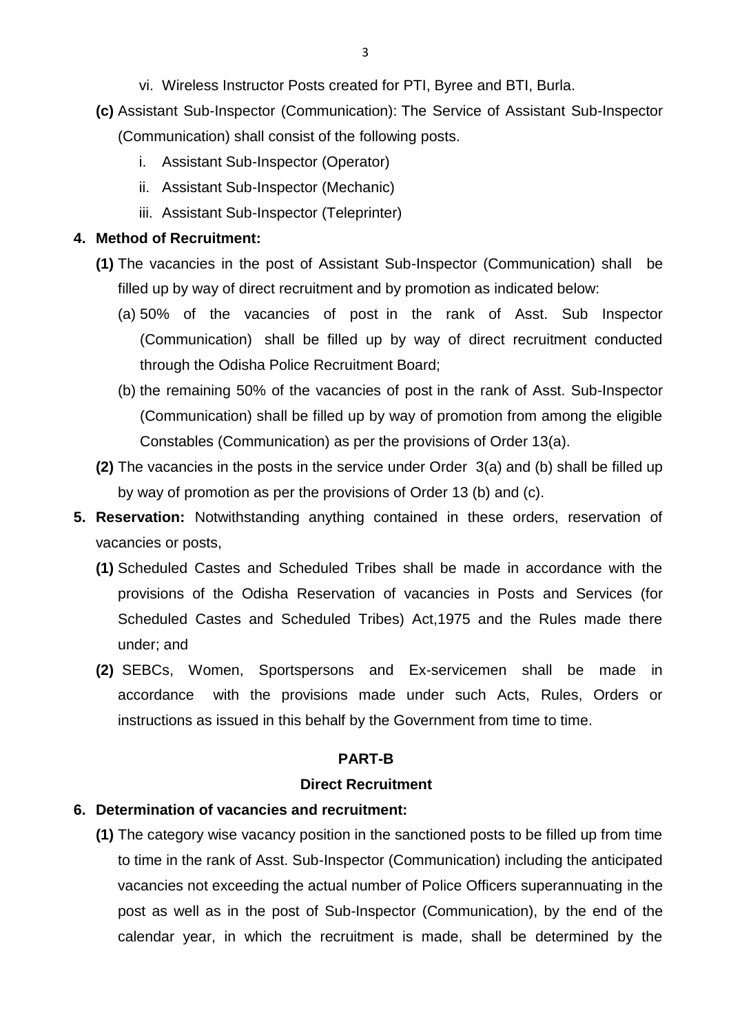vi. Wireless Instructor Posts created for PTI, Byree and BTI, Burla.

**(c)** Assistant Sub-Inspector (Communication): The Service of Assistant Sub-Inspector (Communication) shall consist of the following posts.

i. Assistant Sub-Inspector (Operator)

ii. Assistant Sub-Inspector (Mechanic)

iii. Assistant Sub-Inspector (Teleprinter)

**4. Method of Recruitment:**

**(1)** The vacancies in the post of Assistant Sub-Inspector (Communication) shall be filled up by way of direct recruitment and by promotion as indicated below:

(a) 50% of the vacancies of post in the rank of Asst. Sub Inspector (Communication) shall be filled up by way of direct recruitment conducted through the Odisha Police Recruitment Board;

(b) the remaining 50% of the vacancies of post in the rank of Asst. Sub-Inspector (Communication) shall be filled up by way of promotion from among the eligible Constables (Communication) as per the provisions of Order 13(a).

**(2)** The vacancies in the posts in the service under Order 3(a) and (b) shall be filled up by way of promotion as per the provisions of Order 13 (b) and (c).

**5. Reservation:** Notwithstanding anything contained in these orders, reservation of vacancies or posts,

**(1)** Scheduled Castes and Scheduled Tribes shall be made in accordance with the provisions of the Odisha Reservation of vacancies in Posts and Services (for Scheduled Castes and Scheduled Tribes) Act,1975 and the Rules made there under; and

**(2)** SEBCs, Women, Sportspersons and Ex-servicemen shall be made in accordance with the provisions made under such Acts, Rules, Orders or instructions as issued in this behalf by the Government from time to time.

## PART-B

## Direct Recruitment

**6. Determination of vacancies and recruitment:**

**(1)** The category wise vacancy position in the sanctioned posts to be filled up from time to time in the rank of Asst. Sub-Inspector (Communication) including the anticipated vacancies not exceeding the actual number of Police Officers superannuating in the post as well as in the post of Sub-Inspector (Communication), by the end of the calendar year, in which the recruitment is made, shall be determined by the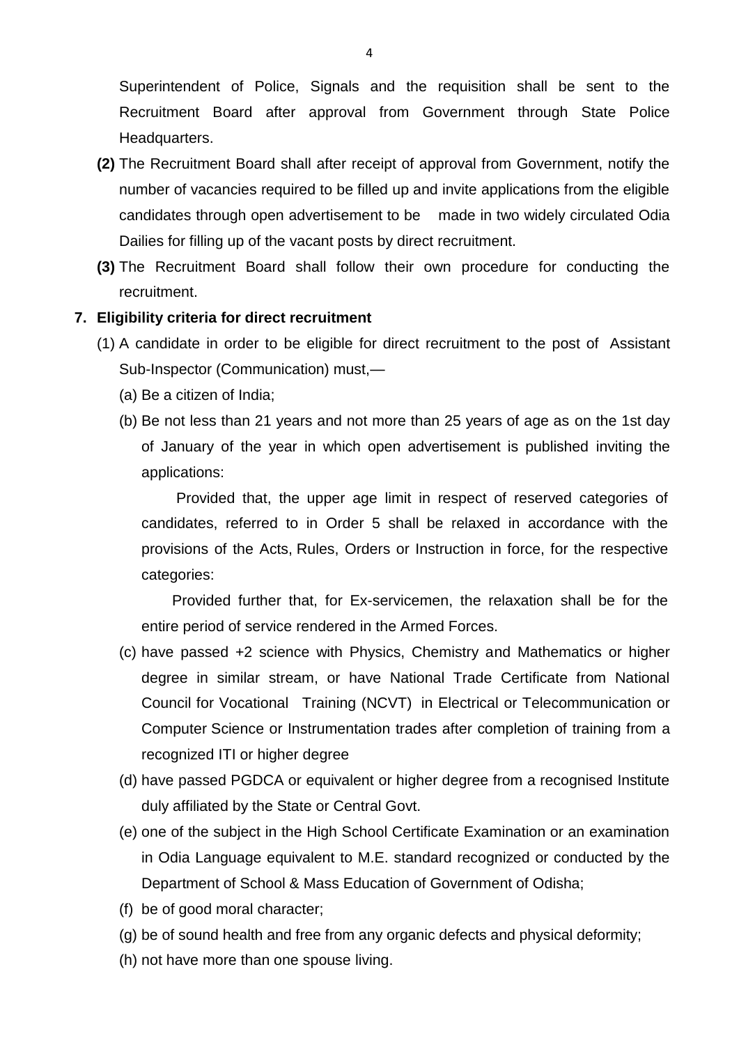Superintendent of Police, Signals and the requisition shall be sent to the Recruitment Board after approval from Government through State Police Headquarters.

**(2)** The Recruitment Board shall after receipt of approval from Government, notify the number of vacancies required to be filled up and invite applications from the eligible candidates through open advertisement to be made in two widely circulated Odia Dailies for filling up of the vacant posts by direct recruitment.

**(3)** The Recruitment Board shall follow their own procedure for conducting the recruitment.

**7. Eligibility criteria for direct recruitment**

(1) A candidate in order to be eligible for direct recruitment to the post of Assistant Sub-Inspector (Communication) must,—

(a) Be a citizen of India;

(b) Be not less than 21 years and not more than 25 years of age as on the 1st day of January of the year in which open advertisement is published inviting the applications:

Provided that, the upper age limit in respect of reserved categories of candidates, referred to in Order 5 shall be relaxed in accordance with the provisions of the Acts, Rules, Orders or Instruction in force, for the respective categories:

Provided further that, for Ex-servicemen, the relaxation shall be for the entire period of service rendered in the Armed Forces.

(c) have passed +2 science with Physics, Chemistry and Mathematics or higher degree in similar stream, or have National Trade Certificate from National Council for Vocational Training (NCVT) in Electrical or Telecommunication or Computer Science or Instrumentation trades after completion of training from a recognized ITI or higher degree

(d) have passed PGDCA or equivalent or higher degree from a recognised Institute duly affiliated by the State or Central Govt.

(e) one of the subject in the High School Certificate Examination or an examination in Odia Language equivalent to M.E. standard recognized or conducted by the Department of School & Mass Education of Government of Odisha;

(f) be of good moral character;

(g) be of sound health and free from any organic defects and physical deformity;

(h) not have more than one spouse living.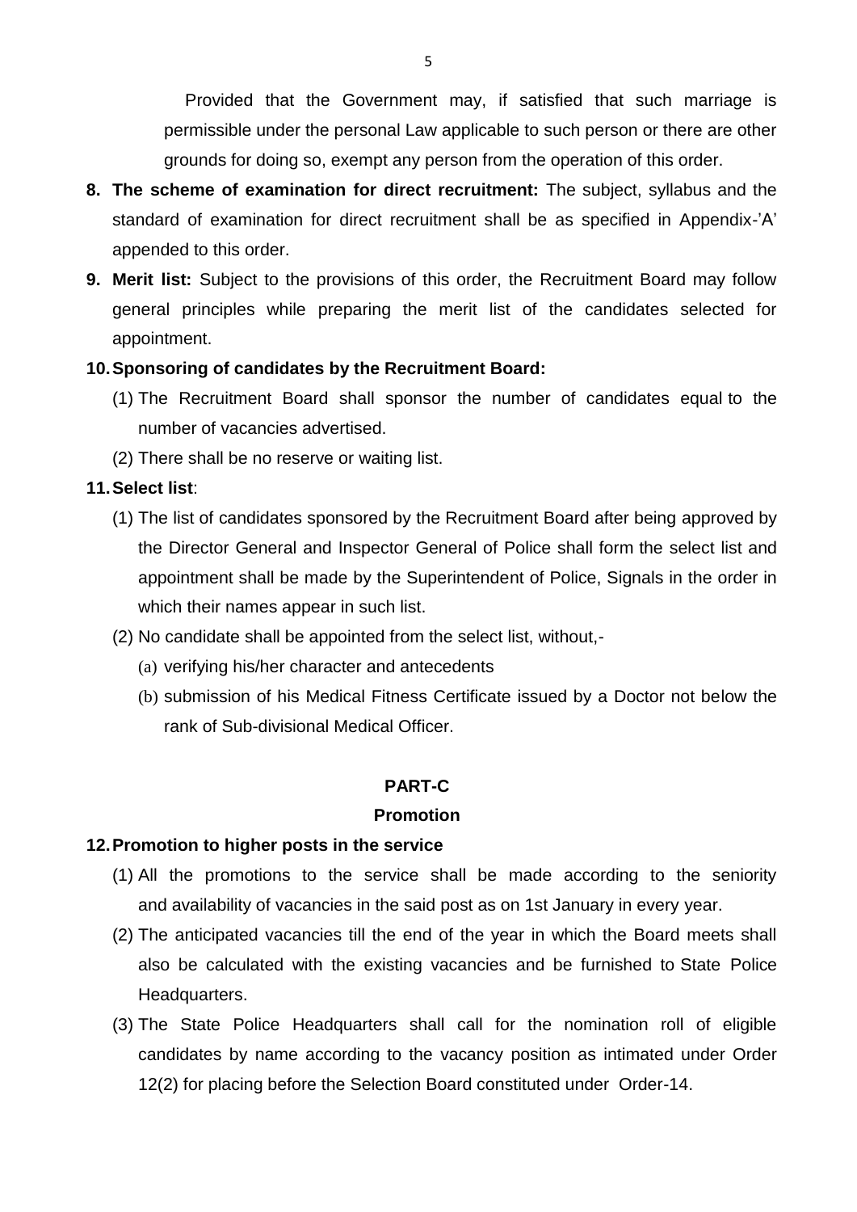Provided that the Government may, if satisfied that such marriage is permissible under the personal Law applicable to such person or there are other grounds for doing so, exempt any person from the operation of this order.

**8. The scheme of examination for direct recruitment:** The subject, syllabus and the standard of examination for direct recruitment shall be as specified in Appendix-'A' appended to this order.

**9. Merit list:** Subject to the provisions of this order, the Recruitment Board may follow general principles while preparing the merit list of the candidates selected for appointment.

**10. Sponsoring of candidates by the Recruitment Board:**

(1) The Recruitment Board shall sponsor the number of candidates equal to the number of vacancies advertised.

(2) There shall be no reserve or waiting list.

**11. Select list**:

(1) The list of candidates sponsored by the Recruitment Board after being approved by the Director General and Inspector General of Police shall form the select list and appointment shall be made by the Superintendent of Police, Signals in the order in which their names appear in such list.

(2) No candidate shall be appointed from the select list, without,-

(a) verifying his/her character and antecedents

(b) submission of his Medical Fitness Certificate issued by a Doctor not below the rank of Sub-divisional Medical Officer.

## PART-C

## Promotion

**12. Promotion to higher posts in the service**

(1) All the promotions to the service shall be made according to the seniority and availability of vacancies in the said post as on 1st January in every year.

(2) The anticipated vacancies till the end of the year in which the Board meets shall also be calculated with the existing vacancies and be furnished to State Police Headquarters.

(3) The State Police Headquarters shall call for the nomination roll of eligible candidates by name according to the vacancy position as intimated under Order 12(2) for placing before the Selection Board constituted under Order-14.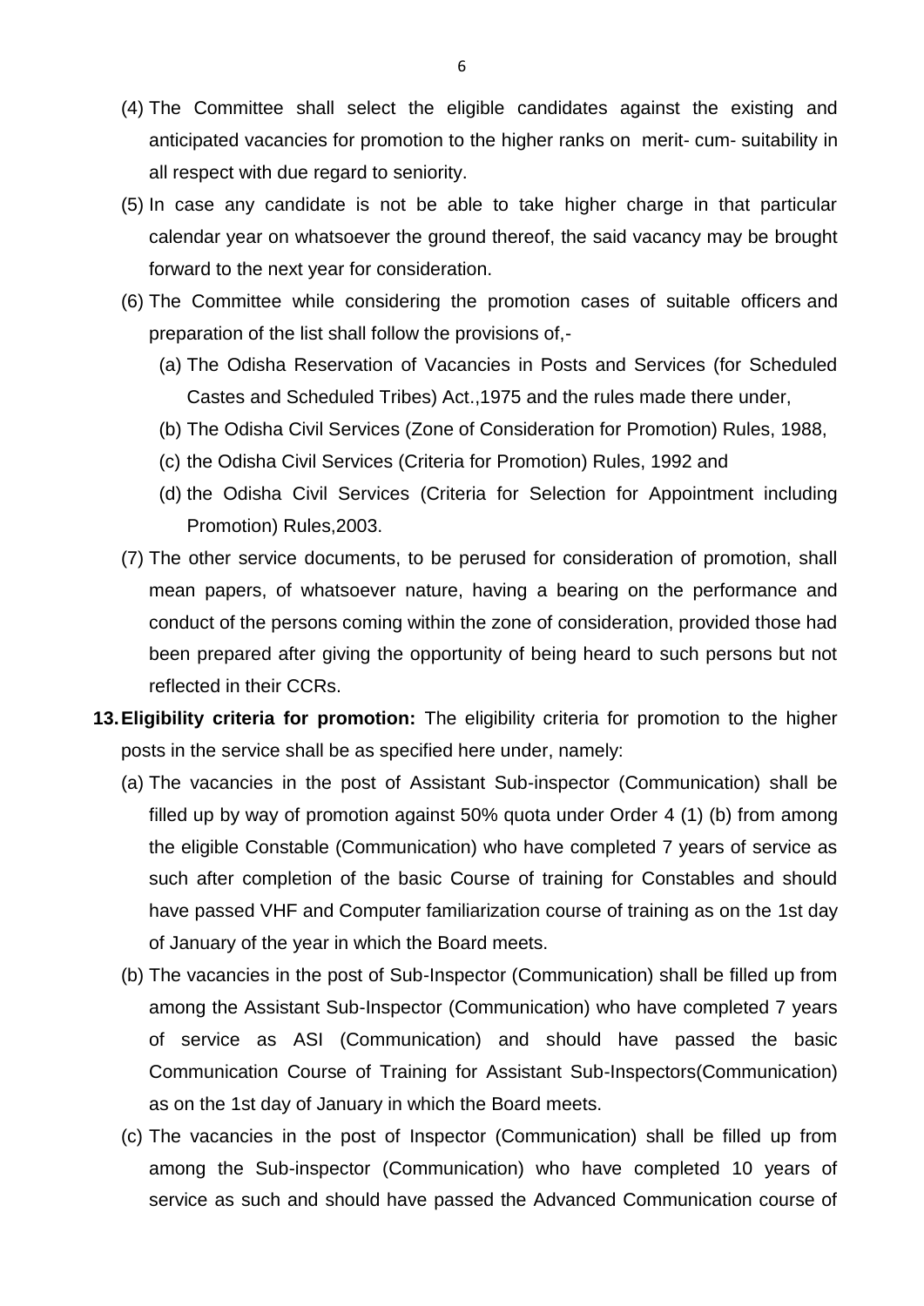(4) The Committee shall select the eligible candidates against the existing and anticipated vacancies for promotion to the higher ranks on merit- cum- suitability in all respect with due regard to seniority.

(5) In case any candidate is not be able to take higher charge in that particular calendar year on whatsoever the ground thereof, the said vacancy may be brought forward to the next year for consideration.

(6) The Committee while considering the promotion cases of suitable officers and preparation of the list shall follow the provisions of,-

   (a) The Odisha Reservation of Vacancies in Posts and Services (for Scheduled Castes and Scheduled Tribes) Act.,1975 and the rules made there under,

   (b) The Odisha Civil Services (Zone of Consideration for Promotion) Rules, 1988,

   (c) the Odisha Civil Services (Criteria for Promotion) Rules, 1992 and

   (d) the Odisha Civil Services (Criteria for Selection for Appointment including Promotion) Rules,2003.

(7) The other service documents, to be perused for consideration of promotion, shall mean papers, of whatsoever nature, having a bearing on the performance and conduct of the persons coming within the zone of consideration, provided those had been prepared after giving the opportunity of being heard to such persons but not reflected in their CCRs.

**13. Eligibility criteria for promotion:** The eligibility criteria for promotion to the higher posts in the service shall be as specified here under, namely:

   (a) The vacancies in the post of Assistant Sub-inspector (Communication) shall be filled up by way of promotion against 50% quota under Order 4 (1) (b) from among the eligible Constable (Communication) who have completed 7 years of service as such after completion of the basic Course of training for Constables and should have passed VHF and Computer familiarization course of training as on the 1st day of January of the year in which the Board meets.

   (b) The vacancies in the post of Sub-Inspector (Communication) shall be filled up from among the Assistant Sub-Inspector (Communication) who have completed 7 years of service as ASI (Communication) and should have passed the basic Communication Course of Training for Assistant Sub-Inspectors(Communication) as on the 1st day of January in which the Board meets.

   (c) The vacancies in the post of Inspector (Communication) shall be filled up from among the Sub-inspector (Communication) who have completed 10 years of service as such and should have passed the Advanced Communication course of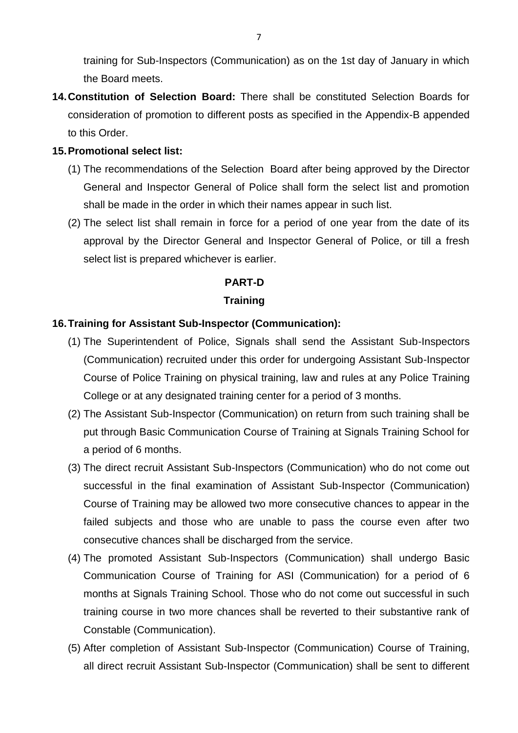training for Sub-Inspectors (Communication) as on the 1st day of January in which the Board meets.

**14. Constitution of Selection Board:** There shall be constituted Selection Boards for consideration of promotion to different posts as specified in the Appendix-B appended to this Order.

**15. Promotional select list:**

(1) The recommendations of the Selection Board after being approved by the Director General and Inspector General of Police shall form the select list and promotion shall be made in the order in which their names appear in such list.

(2) The select list shall remain in force for a period of one year from the date of its approval by the Director General and Inspector General of Police, or till a fresh select list is prepared whichever is earlier.

## PART-D

### Training

**16. Training for Assistant Sub-Inspector (Communication):**

(1) The Superintendent of Police, Signals shall send the Assistant Sub-Inspectors (Communication) recruited under this order for undergoing Assistant Sub-Inspector Course of Police Training on physical training, law and rules at any Police Training College or at any designated training center for a period of 3 months.

(2) The Assistant Sub-Inspector (Communication) on return from such training shall be put through Basic Communication Course of Training at Signals Training School for a period of 6 months.

(3) The direct recruit Assistant Sub-Inspectors (Communication) who do not come out successful in the final examination of Assistant Sub-Inspector (Communication) Course of Training may be allowed two more consecutive chances to appear in the failed subjects and those who are unable to pass the course even after two consecutive chances shall be discharged from the service.

(4) The promoted Assistant Sub-Inspectors (Communication) shall undergo Basic Communication Course of Training for ASI (Communication) for a period of 6 months at Signals Training School. Those who do not come out successful in such training course in two more chances shall be reverted to their substantive rank of Constable (Communication).

(5) After completion of Assistant Sub-Inspector (Communication) Course of Training, all direct recruit Assistant Sub-Inspector (Communication) shall be sent to different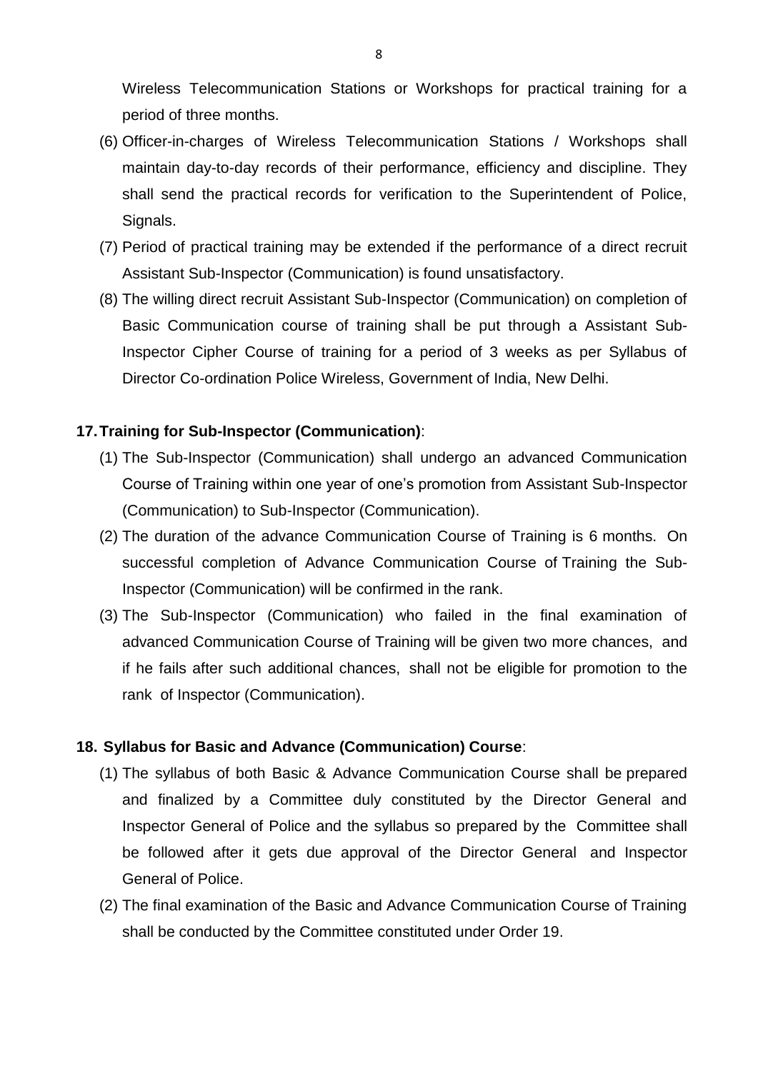Wireless Telecommunication Stations or Workshops for practical training for a period of three months.

(6) Officer-in-charges of Wireless Telecommunication Stations / Workshops shall maintain day-to-day records of their performance, efficiency and discipline. They shall send the practical records for verification to the Superintendent of Police, Signals.

(7) Period of practical training may be extended if the performance of a direct recruit Assistant Sub-Inspector (Communication) is found unsatisfactory.

(8) The willing direct recruit Assistant Sub-Inspector (Communication) on completion of Basic Communication course of training shall be put through a Assistant Sub-Inspector Cipher Course of training for a period of 3 weeks as per Syllabus of Director Co-ordination Police Wireless, Government of India, New Delhi.

**17. Training for Sub-Inspector (Communication)**:

(1) The Sub-Inspector (Communication) shall undergo an advanced Communication Course of Training within one year of one's promotion from Assistant Sub-Inspector (Communication) to Sub-Inspector (Communication).

(2) The duration of the advance Communication Course of Training is 6 months. On successful completion of Advance Communication Course of Training the Sub-Inspector (Communication) will be confirmed in the rank.

(3) The Sub-Inspector (Communication) who failed in the final examination of advanced Communication Course of Training will be given two more chances, and if he fails after such additional chances, shall not be eligible for promotion to the rank of Inspector (Communication).

**18. Syllabus for Basic and Advance (Communication) Course**:

(1) The syllabus of both Basic & Advance Communication Course shall be prepared and finalized by a Committee duly constituted by the Director General and Inspector General of Police and the syllabus so prepared by the Committee shall be followed after it gets due approval of the Director General and Inspector General of Police.

(2) The final examination of the Basic and Advance Communication Course of Training shall be conducted by the Committee constituted under Order 19.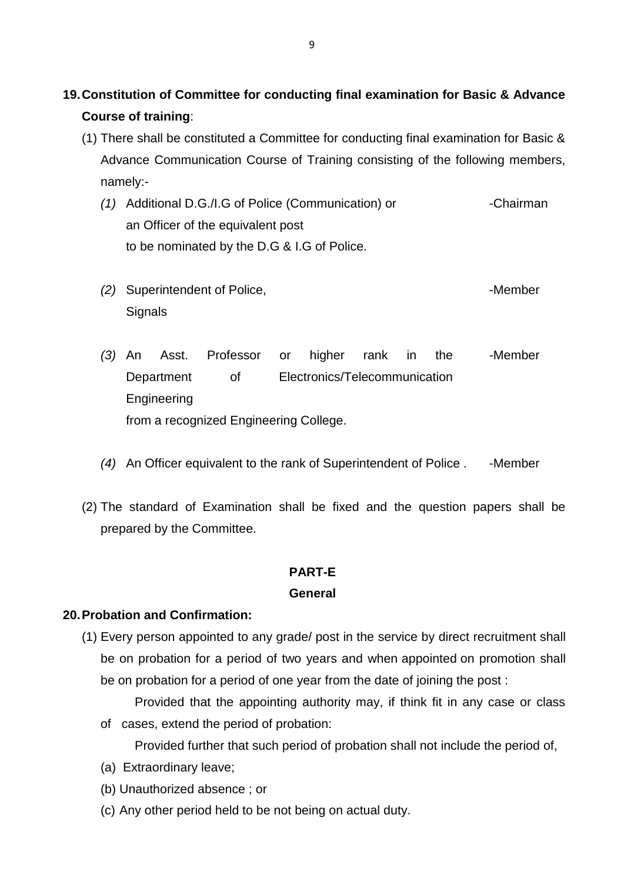**19. Constitution of Committee for conducting final examination for Basic & Advance Course of training**:

(1) There shall be constituted a Committee for conducting final examination for Basic & Advance Communication Course of Training consisting of the following members, namely:-

| | | |
|---|---|---|
| *(1)* | Additional D.G./I.G of Police (Communication) or an Officer of the equivalent post to be nominated by the D.G & I.G of Police. | -Chairman |
| *(2)* | Superintendent of Police, Signals | -Member |
| *(3)* | An Asst. Professor or higher rank in the Department of Electronics/Telecommunication Engineering from a recognized Engineering College. | -Member |
| *(4)* | An Officer equivalent to the rank of Superintendent of Police . | -Member |

(2) The standard of Examination shall be fixed and the question papers shall be prepared by the Committee.

## PART-E

### General

**20. Probation and Confirmation:**

(1) Every person appointed to any grade/ post in the service by direct recruitment shall be on probation for a period of two years and when appointed on promotion shall be on probation for a period of one year from the date of joining the post :

Provided that the appointing authority may, if think fit in any case or class of cases, extend the period of probation:

Provided further that such period of probation shall not include the period of,

(a) Extraordinary leave;

(b) Unauthorized absence ; or

(c) Any other period held to be not being on actual duty.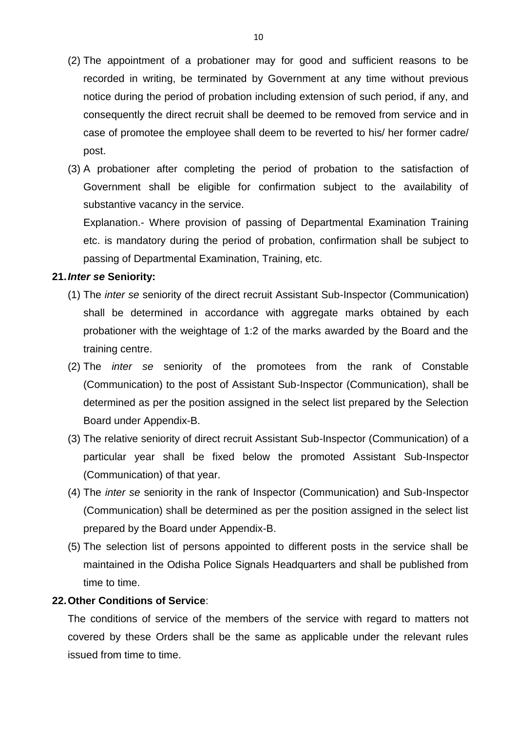(2) The appointment of a probationer may for good and sufficient reasons to be recorded in writing, be terminated by Government at any time without previous notice during the period of probation including extension of such period, if any, and consequently the direct recruit shall be deemed to be removed from service and in case of promotee the employee shall deem to be reverted to his/ her former cadre/ post.

(3) A probationer after completing the period of probation to the satisfaction of Government shall be eligible for confirmation subject to the availability of substantive vacancy in the service.

Explanation.- Where provision of passing of Departmental Examination Training etc. is mandatory during the period of probation, confirmation shall be subject to passing of Departmental Examination, Training, etc.

**21.*Inter se* Seniority:**

(1) The *inter se* seniority of the direct recruit Assistant Sub-Inspector (Communication) shall be determined in accordance with aggregate marks obtained by each probationer with the weightage of 1:2 of the marks awarded by the Board and the training centre.

(2) The *inter se* seniority of the promotees from the rank of Constable (Communication) to the post of Assistant Sub-Inspector (Communication), shall be determined as per the position assigned in the select list prepared by the Selection Board under Appendix-B.

(3) The relative seniority of direct recruit Assistant Sub-Inspector (Communication) of a particular year shall be fixed below the promoted Assistant Sub-Inspector (Communication) of that year.

(4) The *inter se* seniority in the rank of Inspector (Communication) and Sub-Inspector (Communication) shall be determined as per the position assigned in the select list prepared by the Board under Appendix-B.

(5) The selection list of persons appointed to different posts in the service shall be maintained in the Odisha Police Signals Headquarters and shall be published from time to time.

**22.Other Conditions of Service**:

The conditions of service of the members of the service with regard to matters not covered by these Orders shall be the same as applicable under the relevant rules issued from time to time.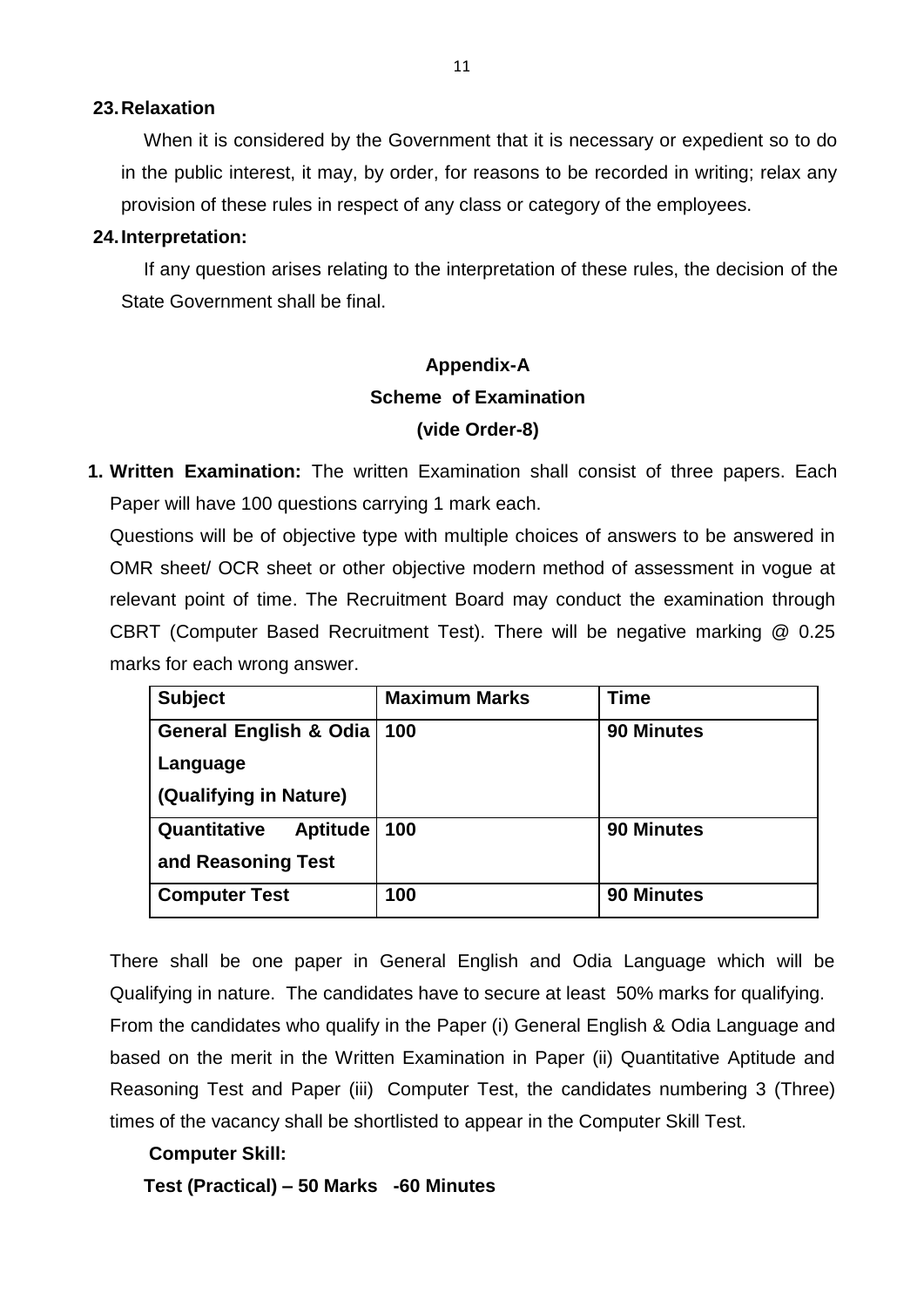**23. Relaxation**

When it is considered by the Government that it is necessary or expedient so to do in the public interest, it may, by order, for reasons to be recorded in writing; relax any provision of these rules in respect of any class or category of the employees.

**24. Interpretation:**

If any question arises relating to the interpretation of these rules, the decision of the State Government shall be final.

## Appendix-A
## Scheme of Examination
## (vide Order-8)

1. **Written Examination:** The written Examination shall consist of three papers. Each Paper will have 100 questions carrying 1 mark each.

   Questions will be of objective type with multiple choices of answers to be answered in OMR sheet/ OCR sheet or other objective modern method of assessment in vogue at relevant point of time. The Recruitment Board may conduct the examination through CBRT (Computer Based Recruitment Test). There will be negative marking @ 0.25 marks for each wrong answer.

| Subject | Maximum Marks | Time |
|---|---|---|
| **General English & Odia Language (Qualifying in Nature)** | **100** | **90 Minutes** |
| **Quantitative Aptitude and Reasoning Test** | **100** | **90 Minutes** |
| **Computer Test** | **100** | **90 Minutes** |

There shall be one paper in General English and Odia Language which will be Qualifying in nature. The candidates have to secure at least 50% marks for qualifying. From the candidates who qualify in the Paper (i) General English & Odia Language and based on the merit in the Written Examination in Paper (ii) Quantitative Aptitude and Reasoning Test and Paper (iii) Computer Test, the candidates numbering 3 (Three) times of the vacancy shall be shortlisted to appear in the Computer Skill Test.

**Computer Skill:**

**Test (Practical) – 50 Marks -60 Minutes**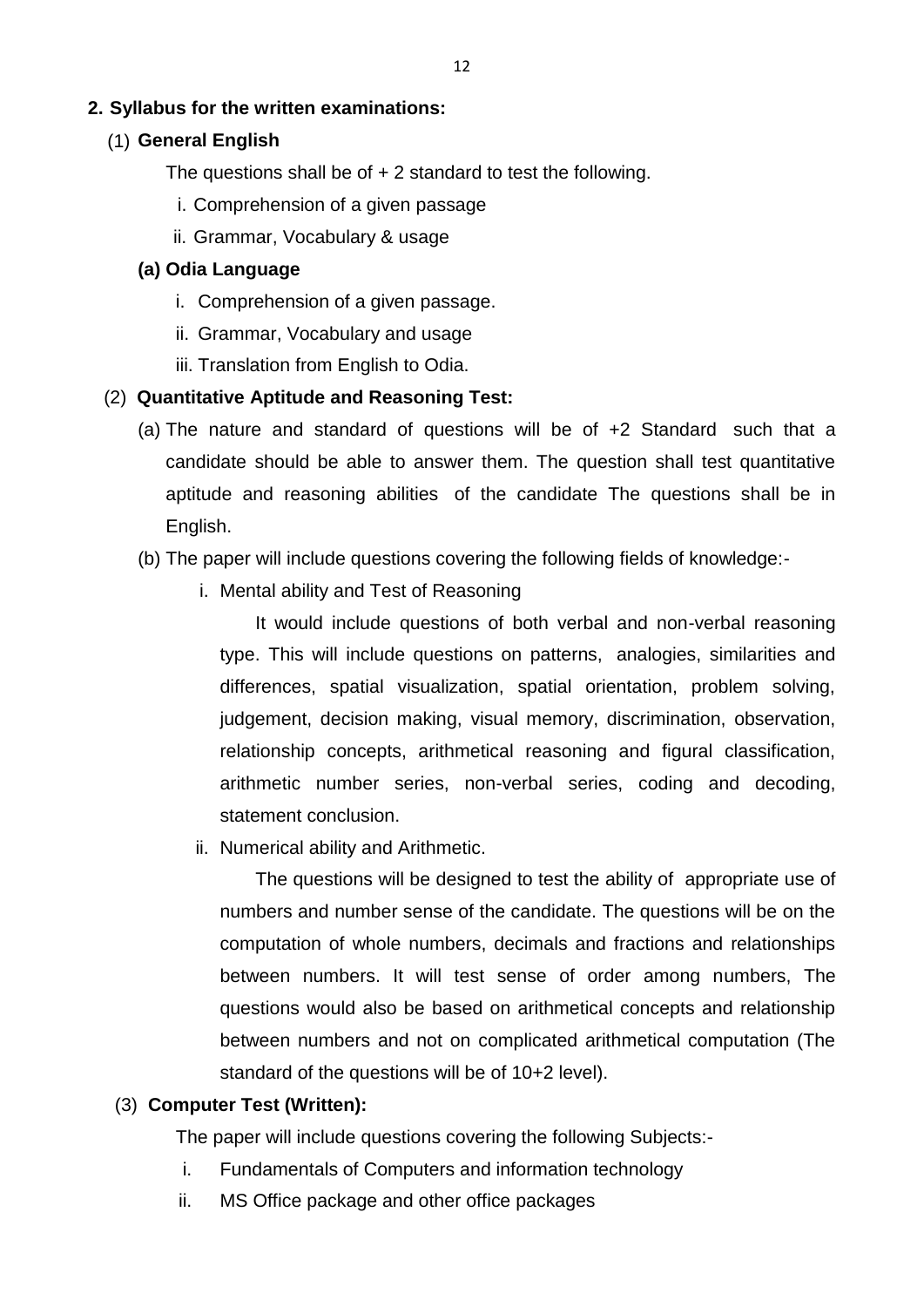## 2. Syllabus for the written examinations:

### (1) General English

The questions shall be of + 2 standard to test the following.

i. Comprehension of a given passage
ii. Grammar, Vocabulary & usage

#### (a) Odia Language

i. Comprehension of a given passage.
ii. Grammar, Vocabulary and usage
iii. Translation from English to Odia.

### (2) Quantitative Aptitude and Reasoning Test:

(a) The nature and standard of questions will be of +2 Standard such that a candidate should be able to answer them. The question shall test quantitative aptitude and reasoning abilities of the candidate The questions shall be in English.

(b) The paper will include questions covering the following fields of knowledge:-

i. Mental ability and Test of Reasoning

It would include questions of both verbal and non-verbal reasoning type. This will include questions on patterns, analogies, similarities and differences, spatial visualization, spatial orientation, problem solving, judgement, decision making, visual memory, discrimination, observation, relationship concepts, arithmetical reasoning and figural classification, arithmetic number series, non-verbal series, coding and decoding, statement conclusion.

ii. Numerical ability and Arithmetic.

The questions will be designed to test the ability of appropriate use of numbers and number sense of the candidate. The questions will be on the computation of whole numbers, decimals and fractions and relationships between numbers. It will test sense of order among numbers, The questions would also be based on arithmetical concepts and relationship between numbers and not on complicated arithmetical computation (The standard of the questions will be of 10+2 level).

### (3) Computer Test (Written):

The paper will include questions covering the following Subjects:-

i. Fundamentals of Computers and information technology
ii. MS Office package and other office packages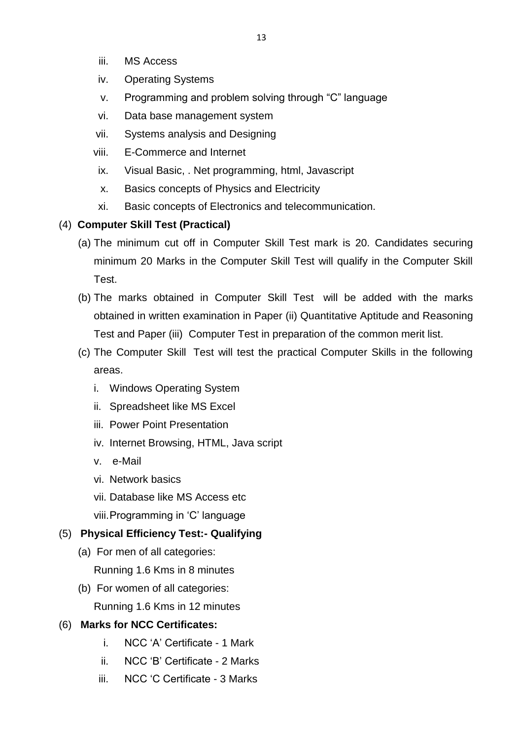iii. MS Access
iv. Operating Systems
v. Programming and problem solving through "C" language
vi. Data base management system
vii. Systems analysis and Designing
viii. E-Commerce and Internet
ix. Visual Basic, . Net programming, html, Javascript
x. Basics concepts of Physics and Electricity
xi. Basic concepts of Electronics and telecommunication.

(4) **Computer Skill Test (Practical)**

(a) The minimum cut off in Computer Skill Test mark is 20. Candidates securing minimum 20 Marks in the Computer Skill Test will qualify in the Computer Skill Test.

(b) The marks obtained in Computer Skill Test will be added with the marks obtained in written examination in Paper (ii) Quantitative Aptitude and Reasoning Test and Paper (iii) Computer Test in preparation of the common merit list.

(c) The Computer Skill Test will test the practical Computer Skills in the following areas.

i. Windows Operating System
ii. Spreadsheet like MS Excel
iii. Power Point Presentation
iv. Internet Browsing, HTML, Java script
v. e-Mail
vi. Network basics
vii. Database like MS Access etc
viii. Programming in 'C' language

(5) **Physical Efficiency Test:- Qualifying**

(a) For men of all categories:
Running 1.6 Kms in 8 minutes

(b) For women of all categories:
Running 1.6 Kms in 12 minutes

(6) **Marks for NCC Certificates:**

i. NCC 'A' Certificate - 1 Mark
ii. NCC 'B' Certificate - 2 Marks
iii. NCC 'C Certificate - 3 Marks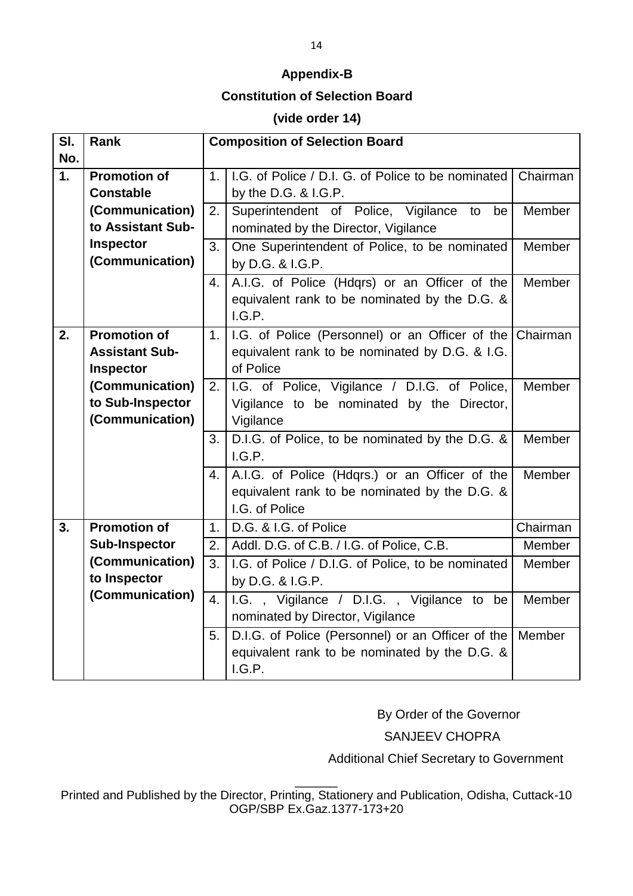## Appendix-B

## Constitution of Selection Board

## (vide order 14)

| Sl. No. | Rank | Composition of Selection Board | | |
|---|---|---|---|---|
| **1.** | **Promotion of Constable (Communication) to Assistant Sub-Inspector (Communication)** | 1. | I.G. of Police / D.I. G. of Police to be nominated by the D.G. & I.G.P. | Chairman |
| | | 2. | Superintendent of Police, Vigilance to be nominated by the Director, Vigilance | Member |
| | | 3. | One Superintendent of Police, to be nominated by D.G. & I.G.P. | Member |
| | | 4. | A.I.G. of Police (Hdqrs) or an Officer of the equivalent rank to be nominated by the D.G. & I.G.P. | Member |
| **2.** | **Promotion of Assistant Sub-Inspector (Communication) to Sub-Inspector (Communication)** | 1. | I.G. of Police (Personnel) or an Officer of the equivalent rank to be nominated by D.G. & I.G. of Police | Chairman |
| | | 2. | I.G. of Police, Vigilance / D.I.G. of Police, Vigilance to be nominated by the Director, Vigilance | Member |
| | | 3. | D.I.G. of Police, to be nominated by the D.G. & I.G.P. | Member |
| | | 4. | A.I.G. of Police (Hdqrs.) or an Officer of the equivalent rank to be nominated by the D.G. & I.G. of Police | Member |
| **3.** | **Promotion of Sub-Inspector (Communication) to Inspector (Communication)** | 1. | D.G. & I.G. of Police | Chairman |
| | | 2. | Addl. D.G. of C.B. / I.G. of Police, C.B. | Member |
| | | 3. | I.G. of Police / D.I.G. of Police, to be nominated by D.G. & I.G.P. | Member |
| | | 4. | I.G. , Vigilance / D.I.G. , Vigilance to be nominated by Director, Vigilance | Member |
| | | 5. | D.I.G. of Police (Personnel) or an Officer of the equivalent rank to be nominated by the D.G. & I.G.P. | Member |

By Order of the Governor

SANJEEV CHOPRA

Additional Chief Secretary to Government

Printed and Published by the Director, Printing, Stationery and Publication, Odisha, Cuttack-10
OGP/SBP Ex.Gaz.1377-173+20